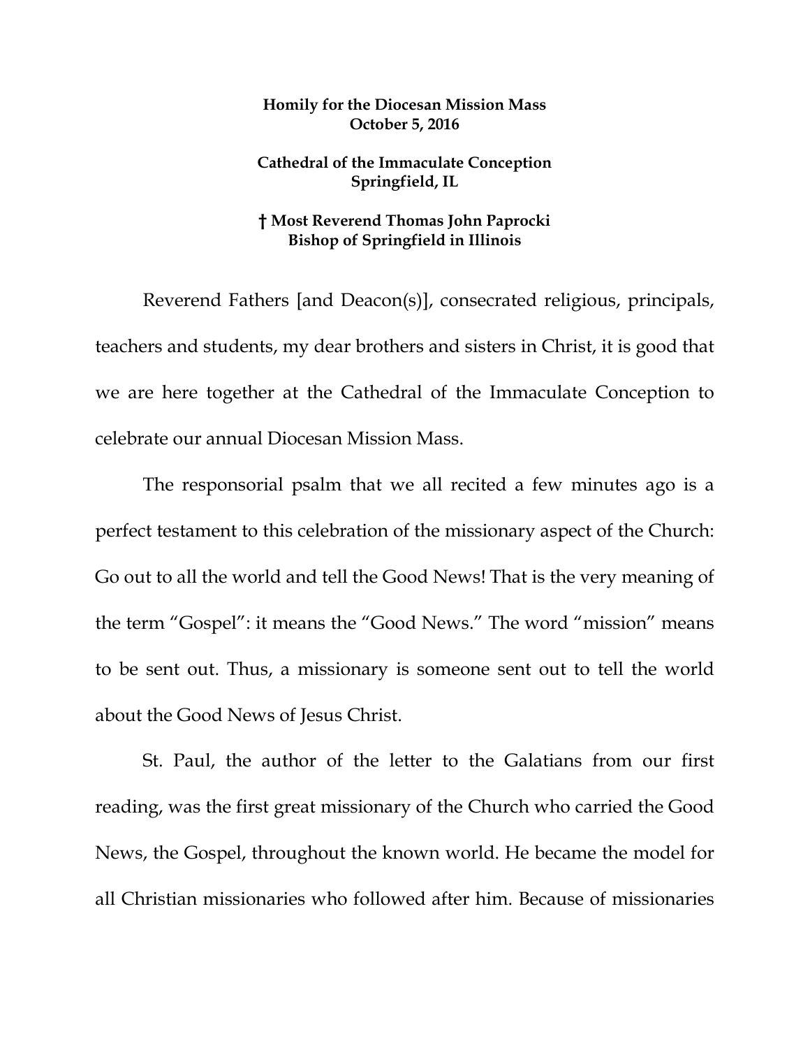**Homily for the Diocesan Mission Mass**
**October 5, 2016**

**Cathedral of the Immaculate Conception**
**Springfield, IL**

**† Most Reverend Thomas John Paprocki**
**Bishop of Springfield in Illinois**

Reverend Fathers [and Deacon(s)], consecrated religious, principals, teachers and students, my dear brothers and sisters in Christ, it is good that we are here together at the Cathedral of the Immaculate Conception to celebrate our annual Diocesan Mission Mass.

The responsorial psalm that we all recited a few minutes ago is a perfect testament to this celebration of the missionary aspect of the Church: Go out to all the world and tell the Good News! That is the very meaning of the term "Gospel": it means the "Good News." The word "mission" means to be sent out. Thus, a missionary is someone sent out to tell the world about the Good News of Jesus Christ.

St. Paul, the author of the letter to the Galatians from our first reading, was the first great missionary of the Church who carried the Good News, the Gospel, throughout the known world. He became the model for all Christian missionaries who followed after him. Because of missionaries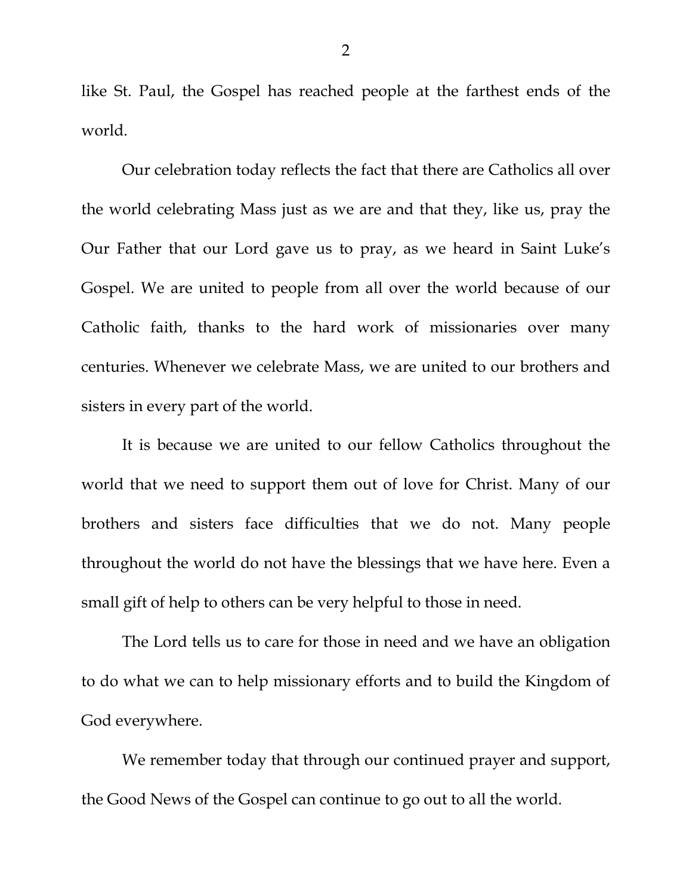like St. Paul, the Gospel has reached people at the farthest ends of the world.

Our celebration today reflects the fact that there are Catholics all over the world celebrating Mass just as we are and that they, like us, pray the Our Father that our Lord gave us to pray, as we heard in Saint Luke's Gospel. We are united to people from all over the world because of our Catholic faith, thanks to the hard work of missionaries over many centuries. Whenever we celebrate Mass, we are united to our brothers and sisters in every part of the world.

It is because we are united to our fellow Catholics throughout the world that we need to support them out of love for Christ. Many of our brothers and sisters face difficulties that we do not. Many people throughout the world do not have the blessings that we have here. Even a small gift of help to others can be very helpful to those in need.

The Lord tells us to care for those in need and we have an obligation to do what we can to help missionary efforts and to build the Kingdom of God everywhere.

We remember today that through our continued prayer and support, the Good News of the Gospel can continue to go out to all the world.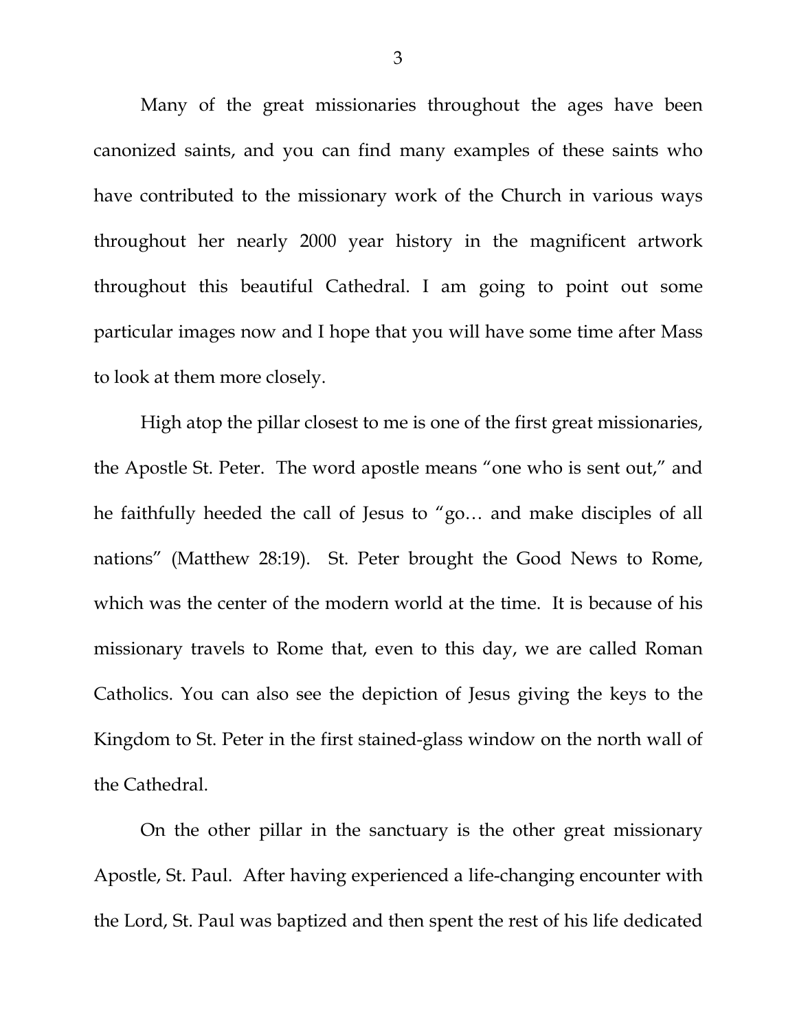Many of the great missionaries throughout the ages have been canonized saints, and you can find many examples of these saints who have contributed to the missionary work of the Church in various ways throughout her nearly 2000 year history in the magnificent artwork throughout this beautiful Cathedral. I am going to point out some particular images now and I hope that you will have some time after Mass to look at them more closely.

High atop the pillar closest to me is one of the first great missionaries, the Apostle St. Peter. The word apostle means "one who is sent out," and he faithfully heeded the call of Jesus to "go… and make disciples of all nations" (Matthew 28:19). St. Peter brought the Good News to Rome, which was the center of the modern world at the time. It is because of his missionary travels to Rome that, even to this day, we are called Roman Catholics. You can also see the depiction of Jesus giving the keys to the Kingdom to St. Peter in the first stained-glass window on the north wall of the Cathedral.

On the other pillar in the sanctuary is the other great missionary Apostle, St. Paul. After having experienced a life-changing encounter with the Lord, St. Paul was baptized and then spent the rest of his life dedicated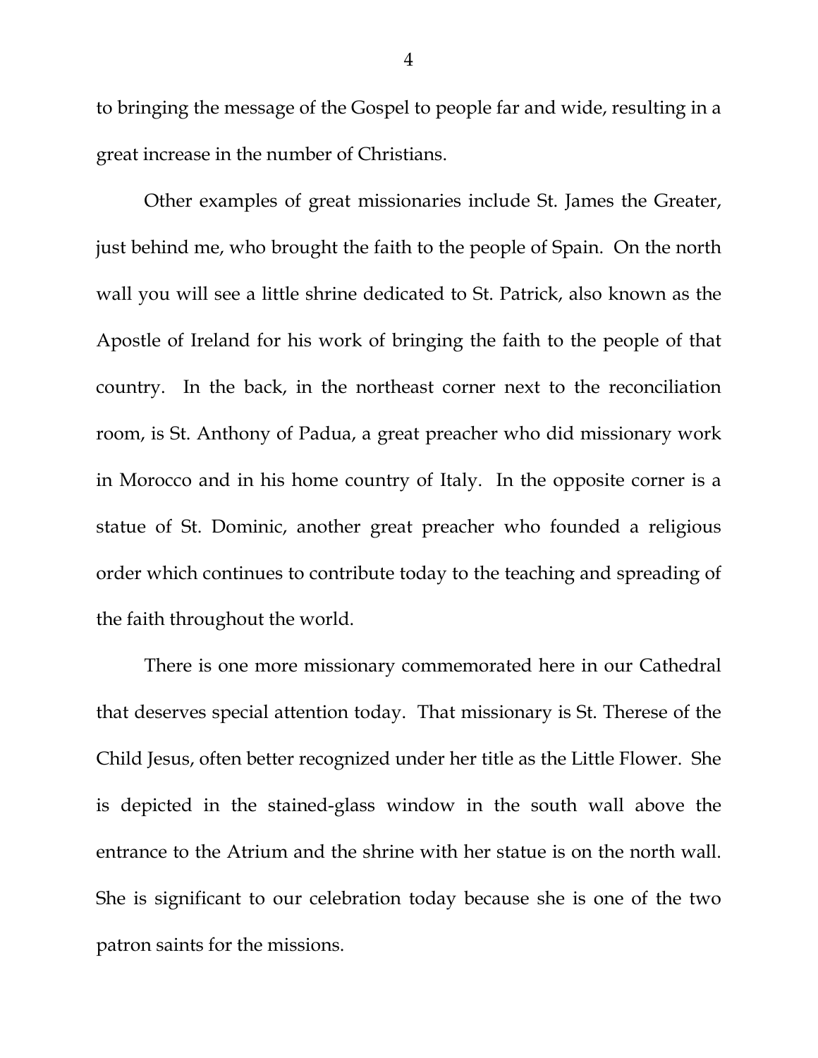to bringing the message of the Gospel to people far and wide, resulting in a great increase in the number of Christians.

Other examples of great missionaries include St. James the Greater, just behind me, who brought the faith to the people of Spain. On the north wall you will see a little shrine dedicated to St. Patrick, also known as the Apostle of Ireland for his work of bringing the faith to the people of that country. In the back, in the northeast corner next to the reconciliation room, is St. Anthony of Padua, a great preacher who did missionary work in Morocco and in his home country of Italy. In the opposite corner is a statue of St. Dominic, another great preacher who founded a religious order which continues to contribute today to the teaching and spreading of the faith throughout the world.

There is one more missionary commemorated here in our Cathedral that deserves special attention today. That missionary is St. Therese of the Child Jesus, often better recognized under her title as the Little Flower. She is depicted in the stained-glass window in the south wall above the entrance to the Atrium and the shrine with her statue is on the north wall. She is significant to our celebration today because she is one of the two patron saints for the missions.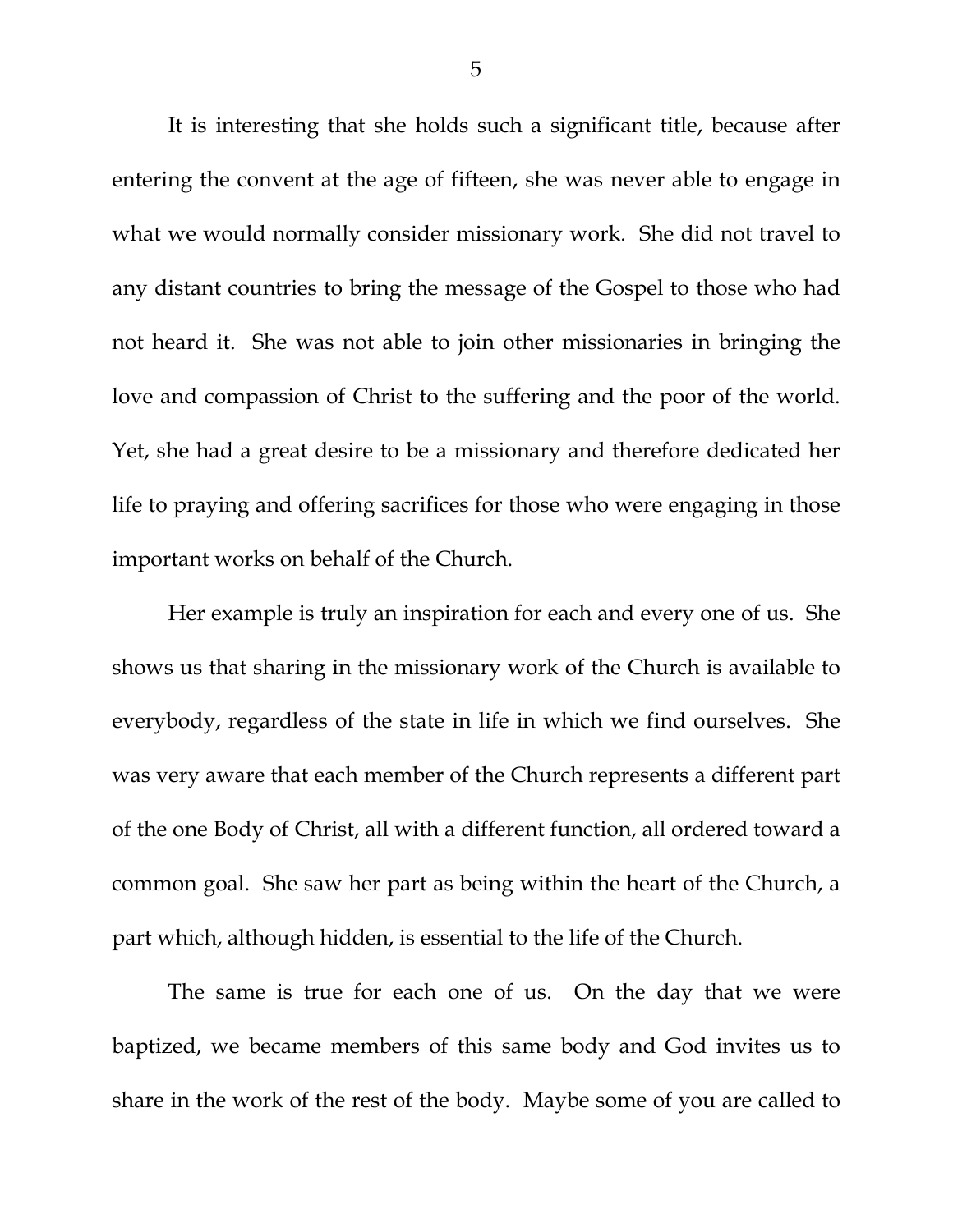It is interesting that she holds such a significant title, because after entering the convent at the age of fifteen, she was never able to engage in what we would normally consider missionary work. She did not travel to any distant countries to bring the message of the Gospel to those who had not heard it. She was not able to join other missionaries in bringing the love and compassion of Christ to the suffering and the poor of the world. Yet, she had a great desire to be a missionary and therefore dedicated her life to praying and offering sacrifices for those who were engaging in those important works on behalf of the Church.

Her example is truly an inspiration for each and every one of us. She shows us that sharing in the missionary work of the Church is available to everybody, regardless of the state in life in which we find ourselves. She was very aware that each member of the Church represents a different part of the one Body of Christ, all with a different function, all ordered toward a common goal. She saw her part as being within the heart of the Church, a part which, although hidden, is essential to the life of the Church.

The same is true for each one of us. On the day that we were baptized, we became members of this same body and God invites us to share in the work of the rest of the body. Maybe some of you are called to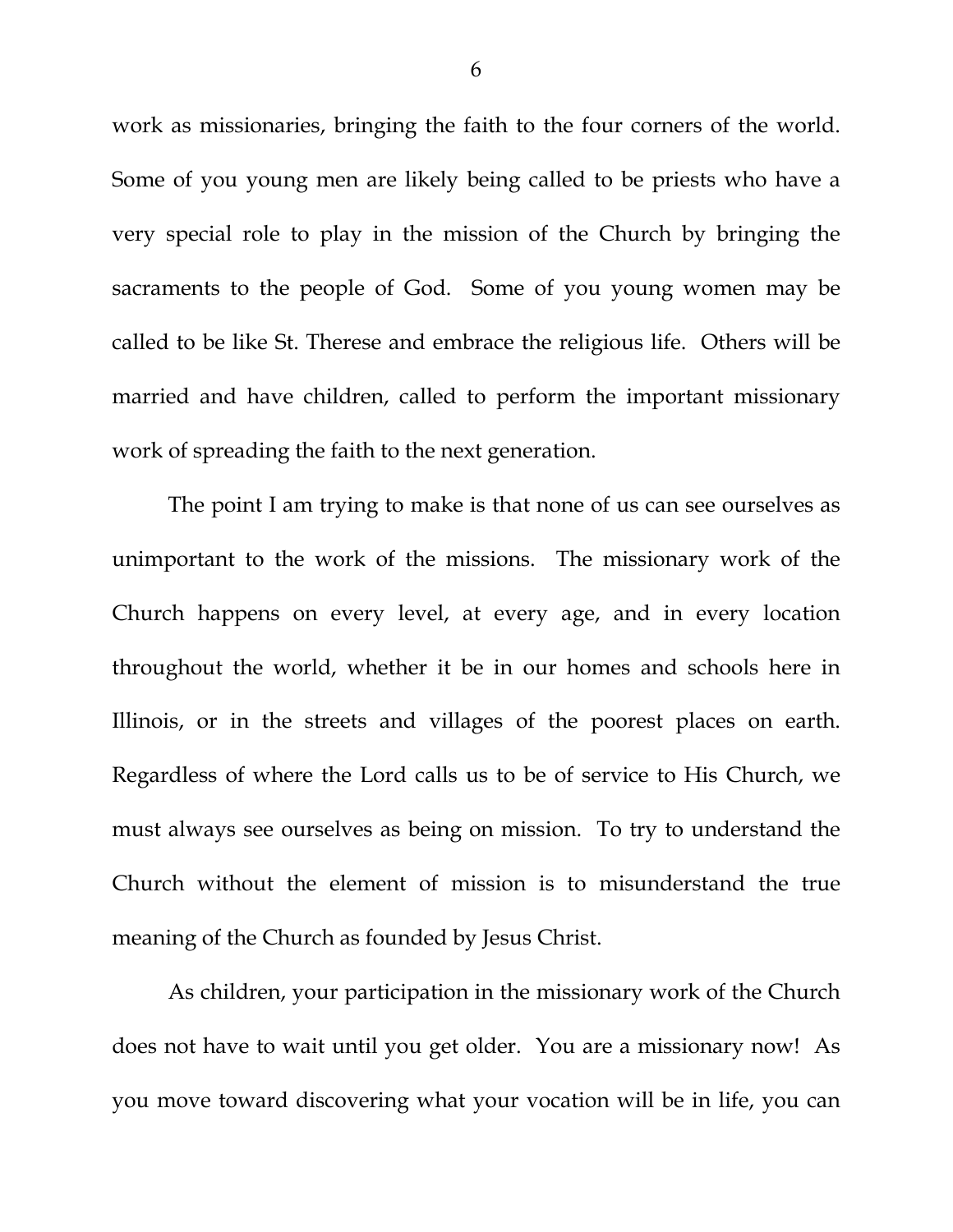work as missionaries, bringing the faith to the four corners of the world. Some of you young men are likely being called to be priests who have a very special role to play in the mission of the Church by bringing the sacraments to the people of God. Some of you young women may be called to be like St. Therese and embrace the religious life. Others will be married and have children, called to perform the important missionary work of spreading the faith to the next generation.

The point I am trying to make is that none of us can see ourselves as unimportant to the work of the missions. The missionary work of the Church happens on every level, at every age, and in every location throughout the world, whether it be in our homes and schools here in Illinois, or in the streets and villages of the poorest places on earth. Regardless of where the Lord calls us to be of service to His Church, we must always see ourselves as being on mission. To try to understand the Church without the element of mission is to misunderstand the true meaning of the Church as founded by Jesus Christ.

As children, your participation in the missionary work of the Church does not have to wait until you get older. You are a missionary now! As you move toward discovering what your vocation will be in life, you can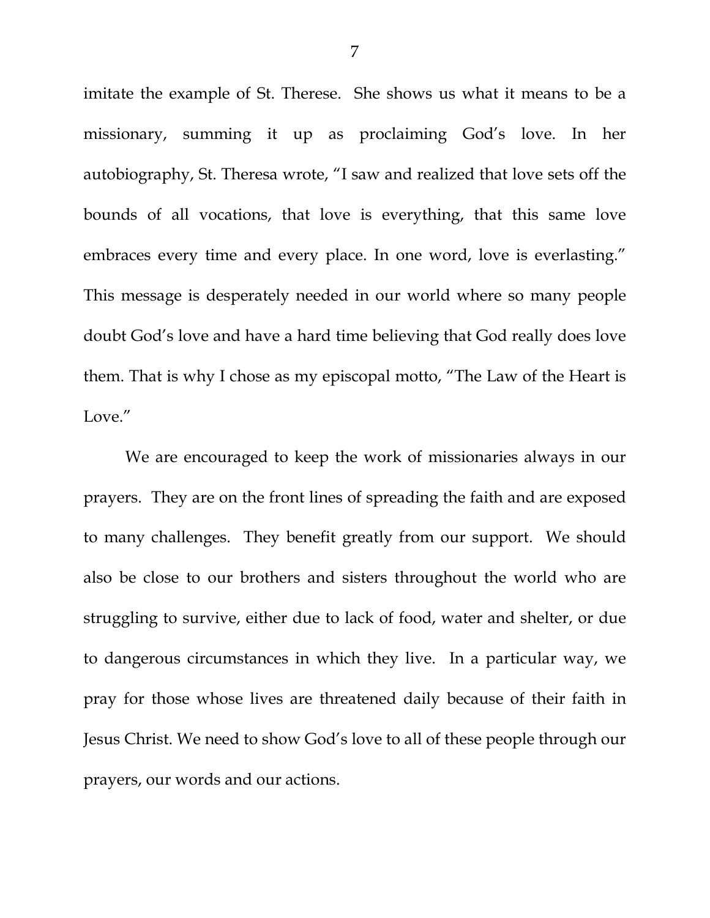imitate the example of St. Therese. She shows us what it means to be a missionary, summing it up as proclaiming God's love. In her autobiography, St. Theresa wrote, "I saw and realized that love sets off the bounds of all vocations, that love is everything, that this same love embraces every time and every place. In one word, love is everlasting." This message is desperately needed in our world where so many people doubt God's love and have a hard time believing that God really does love them. That is why I chose as my episcopal motto, "The Law of the Heart is Love."

We are encouraged to keep the work of missionaries always in our prayers. They are on the front lines of spreading the faith and are exposed to many challenges. They benefit greatly from our support. We should also be close to our brothers and sisters throughout the world who are struggling to survive, either due to lack of food, water and shelter, or due to dangerous circumstances in which they live. In a particular way, we pray for those whose lives are threatened daily because of their faith in Jesus Christ. We need to show God's love to all of these people through our prayers, our words and our actions.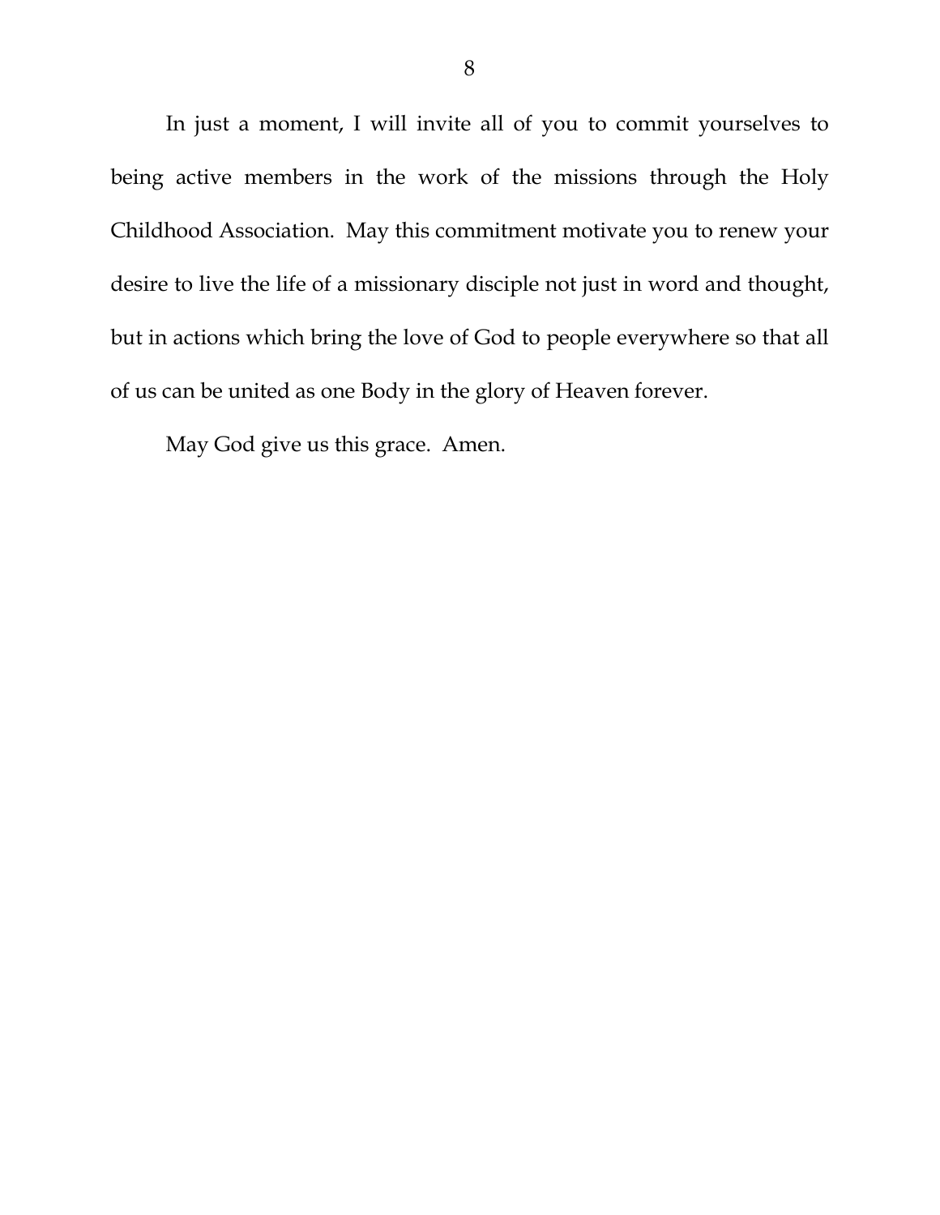In just a moment, I will invite all of you to commit yourselves to being active members in the work of the missions through the Holy Childhood Association. May this commitment motivate you to renew your desire to live the life of a missionary disciple not just in word and thought, but in actions which bring the love of God to people everywhere so that all of us can be united as one Body in the glory of Heaven forever.

May God give us this grace. Amen.